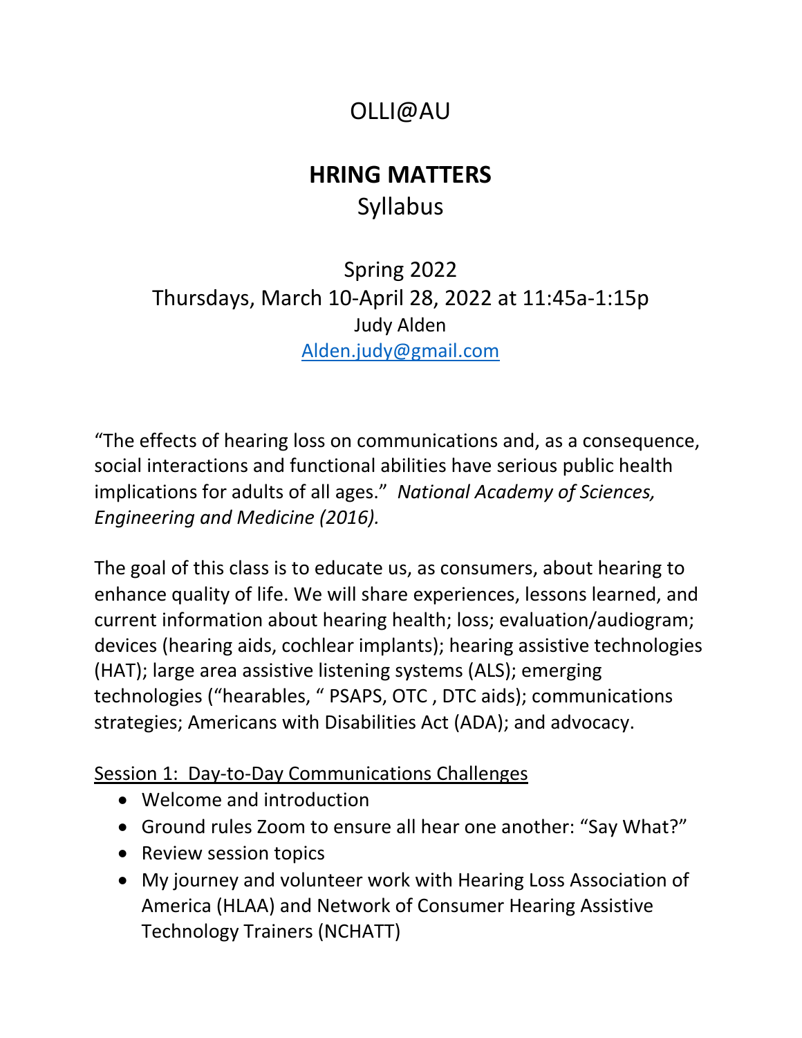# OLLI@AU

## HRING MATTERS

Syllabus

Spring 2022

Thursdays, March 10-April 28, 2022 at 11:45a-1:15p

Judy Alden

Alden.judy@gmail.com

"The effects of hearing loss on communications and, as a consequence, social interactions and functional abilities have serious public health implications for adults of all ages." *National Academy of Sciences, Engineering and Medicine (2016).*

The goal of this class is to educate us, as consumers, about hearing to enhance quality of life. We will share experiences, lessons learned, and current information about hearing health; loss; evaluation/audiogram; devices (hearing aids, cochlear implants); hearing assistive technologies (HAT); large area assistive listening systems (ALS); emerging technologies ("hearables, " PSAPS, OTC , DTC aids); communications strategies; Americans with Disabilities Act (ADA); and advocacy.

<u>Session 1: Day-to-Day Communications Challenges</u>

- Welcome and introduction
- Ground rules Zoom to ensure all hear one another: "Say What?"
- Review session topics
- My journey and volunteer work with Hearing Loss Association of America (HLAA) and Network of Consumer Hearing Assistive Technology Trainers (NCHATT)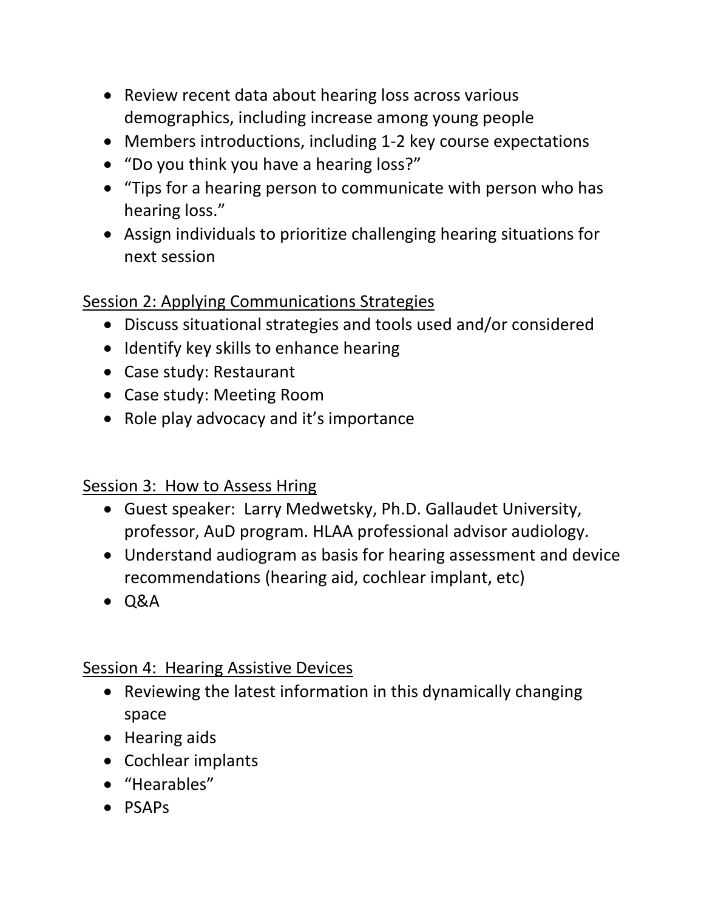- Review recent data about hearing loss across various demographics, including increase among young people
- Members introductions, including 1-2 key course expectations
- “Do you think you have a hearing loss?”
- “Tips for a hearing person to communicate with person who has hearing loss.”
- Assign individuals to prioritize challenging hearing situations for next session

<u>Session 2: Applying Communications Strategies</u>

- Discuss situational strategies and tools used and/or considered
- Identify key skills to enhance hearing
- Case study: Restaurant
- Case study: Meeting Room
- Role play advocacy and it’s importance

<u>Session 3: How to Assess Hring</u>

- Guest speaker: Larry Medwetsky, Ph.D. Gallaudet University, professor, AuD program. HLAA professional advisor audiology.
- Understand audiogram as basis for hearing assessment and device recommendations (hearing aid, cochlear implant, etc)
- Q&A

<u>Session 4: Hearing Assistive Devices</u>

- Reviewing the latest information in this dynamically changing space
- Hearing aids
- Cochlear implants
- “Hearables”
- PSAPs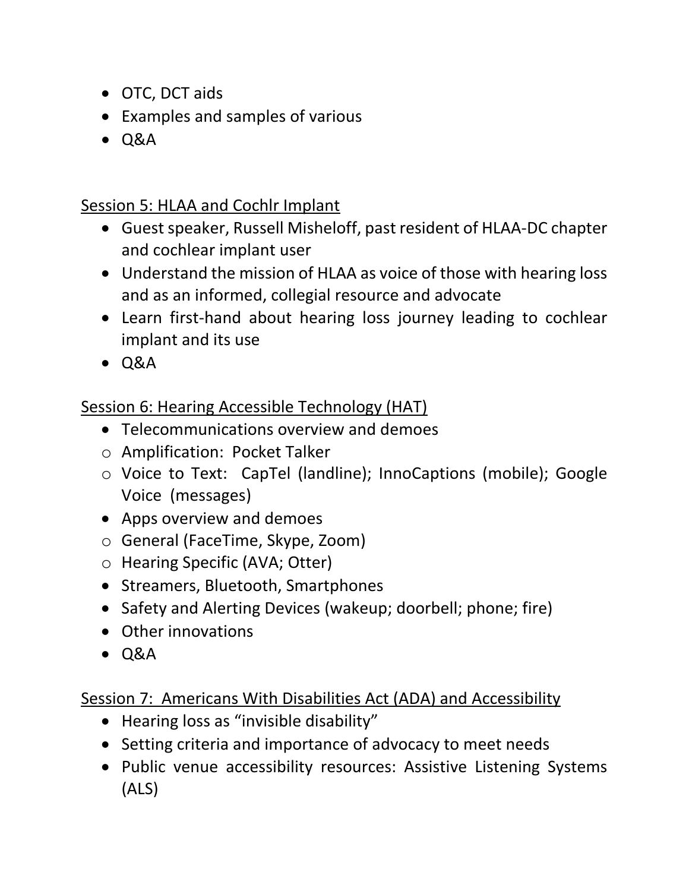- OTC, DCT aids
- Examples and samples of various
- Q&A

<u>Session 5: HLAA and Cochlr Implant</u>

- Guest speaker, Russell Misheloff, past resident of HLAA-DC chapter and cochlear implant user
- Understand the mission of HLAA as voice of those with hearing loss and as an informed, collegial resource and advocate
- Learn first-hand about hearing loss journey leading to cochlear implant and its use
- Q&A

<u>Session 6: Hearing Accessible Technology (HAT)</u>

- Telecommunications overview and demoes
  - Amplification: Pocket Talker
  - Voice to Text: CapTel (landline); InnoCaptions (mobile); Google Voice (messages)
- Apps overview and demoes
  - General (FaceTime, Skype, Zoom)
  - Hearing Specific (AVA; Otter)
- Streamers, Bluetooth, Smartphones
- Safety and Alerting Devices (wakeup; doorbell; phone; fire)
- Other innovations
- Q&A

<u>Session 7: Americans With Disabilities Act (ADA) and Accessibility</u>

- Hearing loss as “invisible disability”
- Setting criteria and importance of advocacy to meet needs
- Public venue accessibility resources: Assistive Listening Systems (ALS)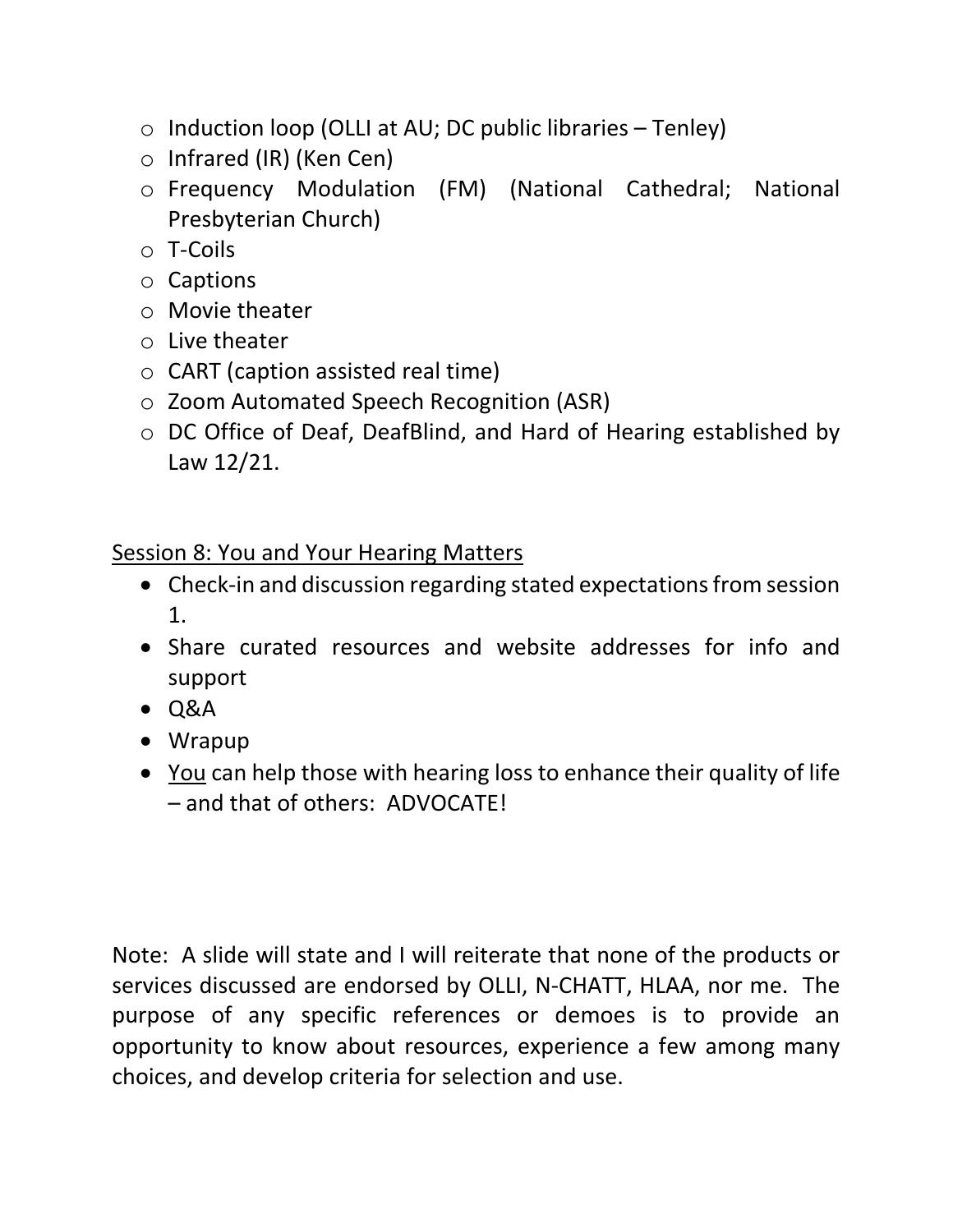- Induction loop (OLLI at AU; DC public libraries – Tenley)
- Infrared (IR) (Ken Cen)
- Frequency Modulation (FM) (National Cathedral; National Presbyterian Church)
- T-Coils
- Captions
- Movie theater
- Live theater
- CART (caption assisted real time)
- Zoom Automated Speech Recognition (ASR)
- DC Office of Deaf, DeafBlind, and Hard of Hearing established by Law 12/21.

<u>Session 8: You and Your Hearing Matters</u>

- Check-in and discussion regarding stated expectations from session 1.
- Share curated resources and website addresses for info and support
- Q&A
- Wrapup
- <u>You</u> can help those with hearing loss to enhance their quality of life – and that of others: ADVOCATE!

Note: A slide will state and I will reiterate that none of the products or services discussed are endorsed by OLLI, N-CHATT, HLAA, nor me. The purpose of any specific references or demoes is to provide an opportunity to know about resources, experience a few among many choices, and develop criteria for selection and use.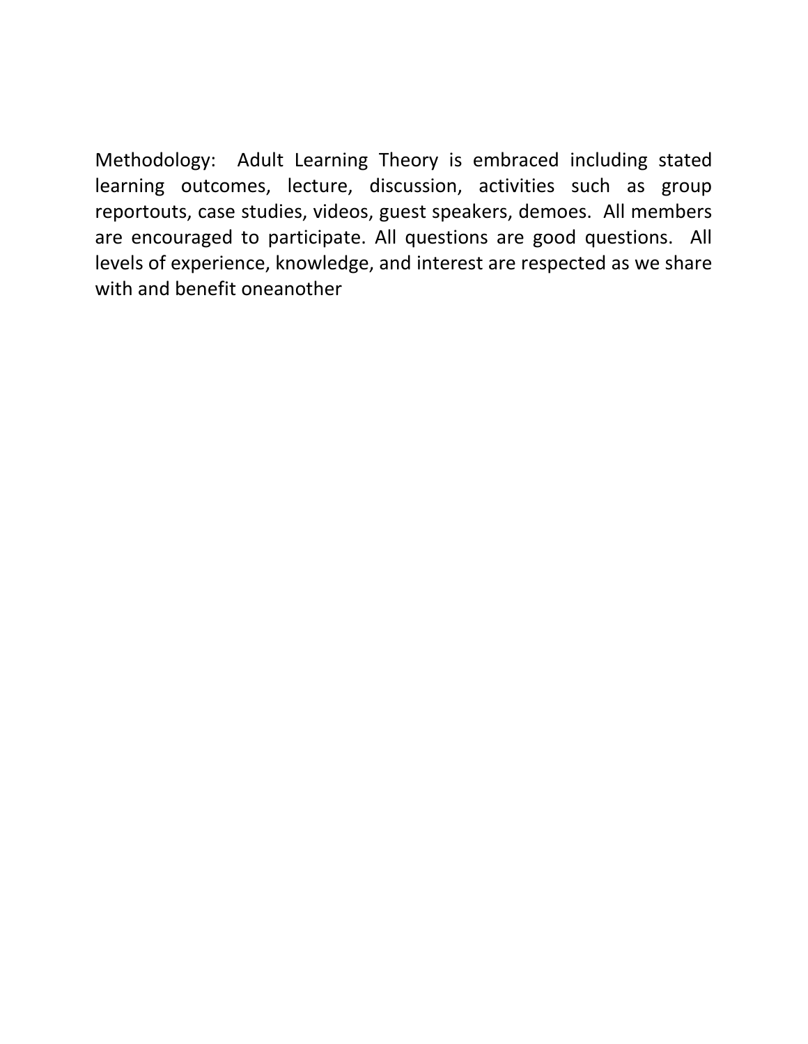Methodology: Adult Learning Theory is embraced including stated learning outcomes, lecture, discussion, activities such as group reportouts, case studies, videos, guest speakers, demoes. All members are encouraged to participate. All questions are good questions. All levels of experience, knowledge, and interest are respected as we share with and benefit oneanother